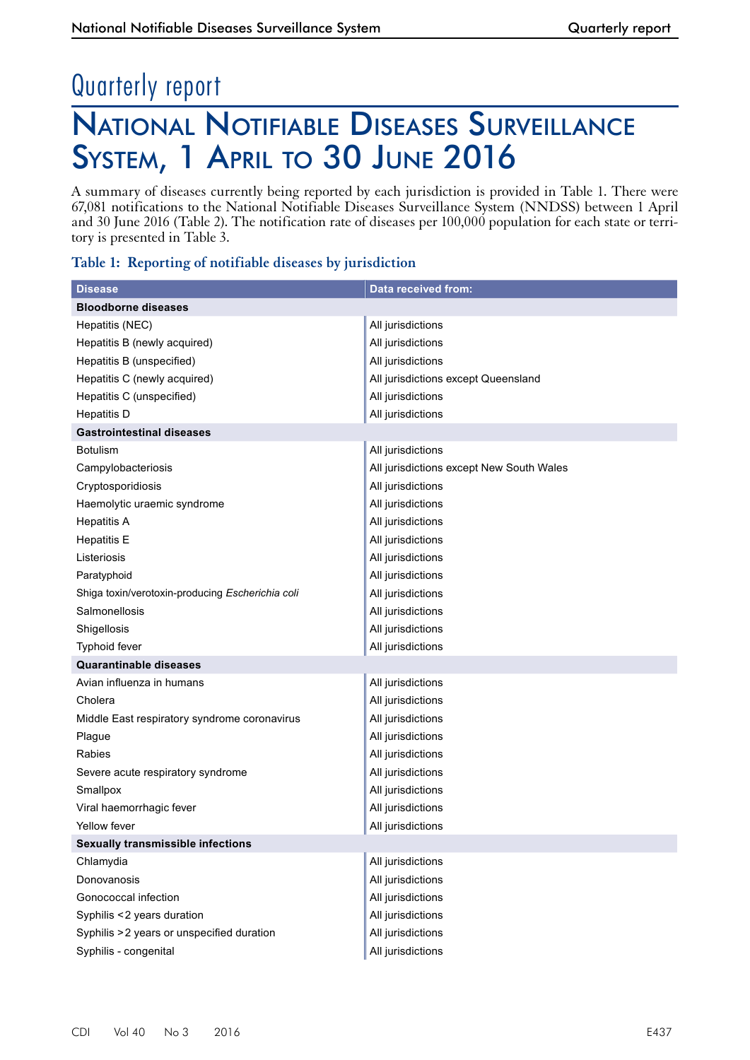# Quarterly report

## National Notifiable Diseases Surveillance System, 1 April to 30 June 2016

A summary of diseases currently being reported by each jurisdiction is provided in Table 1. There were 67,081 notifications to the National Notifiable Diseases Surveillance System (NNDSS) between 1 April and 30 June 2016 (Table 2). The notification rate of diseases per 100,000 population for each state or territory is presented in Table 3.

### Table 1: Reporting of notifiable diseases by jurisdiction

| Disease | Data received from: |
|---|---|
| **Bloodborne diseases** | |
| Hepatitis (NEC) | All jurisdictions |
| Hepatitis B (newly acquired) | All jurisdictions |
| Hepatitis B (unspecified) | All jurisdictions |
| Hepatitis C (newly acquired) | All jurisdictions except Queensland |
| Hepatitis C (unspecified) | All jurisdictions |
| Hepatitis D | All jurisdictions |
| **Gastrointestinal diseases** | |
| Botulism | All jurisdictions |
| Campylobacteriosis | All jurisdictions except New South Wales |
| Cryptosporidiosis | All jurisdictions |
| Haemolytic uraemic syndrome | All jurisdictions |
| Hepatitis A | All jurisdictions |
| Hepatitis E | All jurisdictions |
| Listeriosis | All jurisdictions |
| Paratyphoid | All jurisdictions |
| Shiga toxin/verotoxin-producing *Escherichia coli* | All jurisdictions |
| Salmonellosis | All jurisdictions |
| Shigellosis | All jurisdictions |
| Typhoid fever | All jurisdictions |
| **Quarantinable diseases** | |
| Avian influenza in humans | All jurisdictions |
| Cholera | All jurisdictions |
| Middle East respiratory syndrome coronavirus | All jurisdictions |
| Plague | All jurisdictions |
| Rabies | All jurisdictions |
| Severe acute respiratory syndrome | All jurisdictions |
| Smallpox | All jurisdictions |
| Viral haemorrhagic fever | All jurisdictions |
| Yellow fever | All jurisdictions |
| **Sexually transmissible infections** | |
| Chlamydia | All jurisdictions |
| Donovanosis | All jurisdictions |
| Gonococcal infection | All jurisdictions |
| Syphilis <2 years duration | All jurisdictions |
| Syphilis >2 years or unspecified duration | All jurisdictions |
| Syphilis - congenital | All jurisdictions |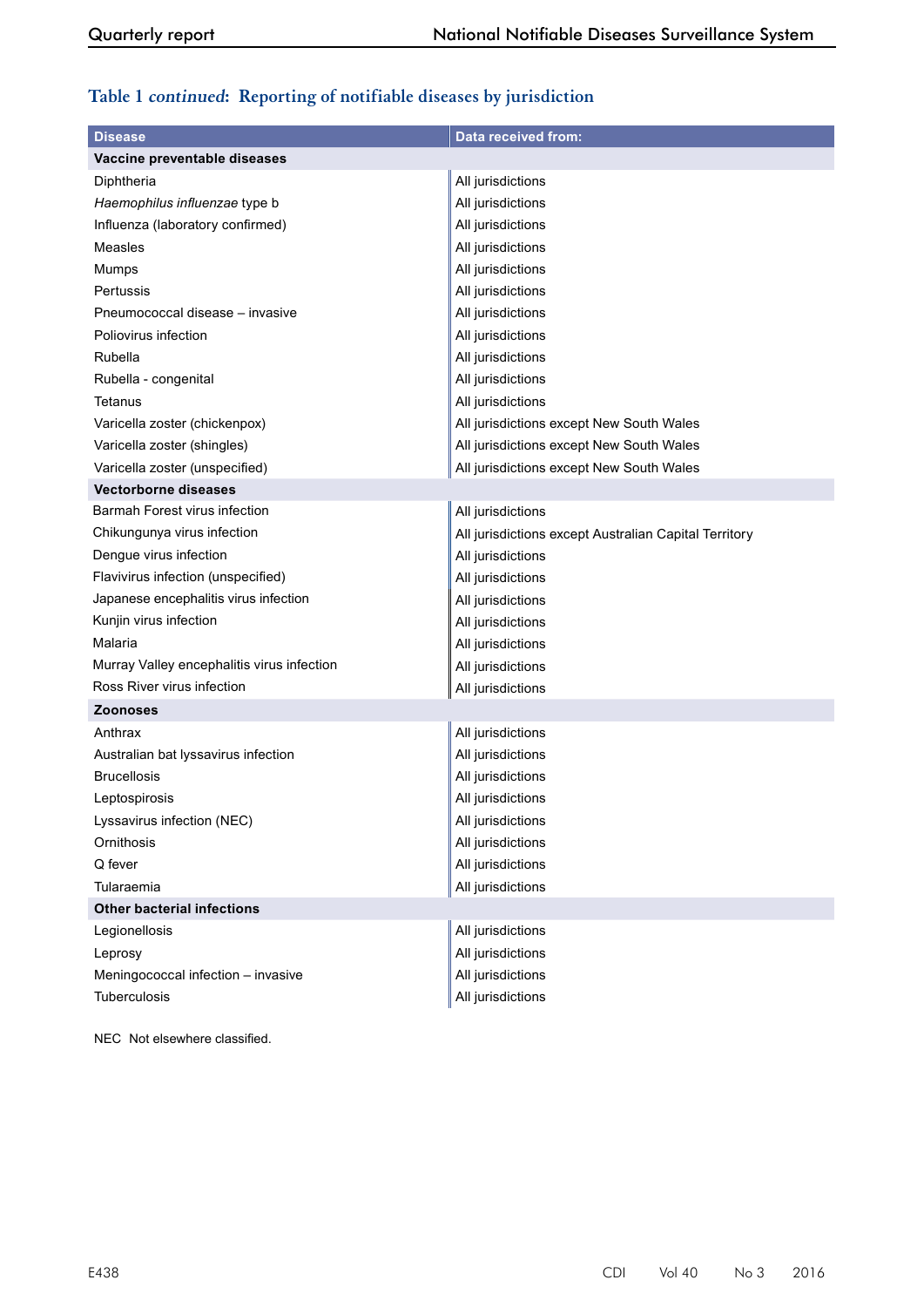### Table 1 *continued*: Reporting of notifiable diseases by jurisdiction

| Disease | Data received from: |
|---|---|
| **Vaccine preventable diseases** | |
| Diphtheria | All jurisdictions |
| *Haemophilus influenzae* type b | All jurisdictions |
| Influenza (laboratory confirmed) | All jurisdictions |
| Measles | All jurisdictions |
| Mumps | All jurisdictions |
| Pertussis | All jurisdictions |
| Pneumococcal disease – invasive | All jurisdictions |
| Poliovirus infection | All jurisdictions |
| Rubella | All jurisdictions |
| Rubella - congenital | All jurisdictions |
| Tetanus | All jurisdictions |
| Varicella zoster (chickenpox) | All jurisdictions except New South Wales |
| Varicella zoster (shingles) | All jurisdictions except New South Wales |
| Varicella zoster (unspecified) | All jurisdictions except New South Wales |
| **Vectorborne diseases** | |
| Barmah Forest virus infection | All jurisdictions |
| Chikungunya virus infection | All jurisdictions except Australian Capital Territory |
| Dengue virus infection | All jurisdictions |
| Flavivirus infection (unspecified) | All jurisdictions |
| Japanese encephalitis virus infection | All jurisdictions |
| Kunjin virus infection | All jurisdictions |
| Malaria | All jurisdictions |
| Murray Valley encephalitis virus infection | All jurisdictions |
| Ross River virus infection | All jurisdictions |
| **Zoonoses** | |
| Anthrax | All jurisdictions |
| Australian bat lyssavirus infection | All jurisdictions |
| Brucellosis | All jurisdictions |
| Leptospirosis | All jurisdictions |
| Lyssavirus infection (NEC) | All jurisdictions |
| Ornithosis | All jurisdictions |
| Q fever | All jurisdictions |
| Tularaemia | All jurisdictions |
| **Other bacterial infections** | |
| Legionellosis | All jurisdictions |
| Leprosy | All jurisdictions |
| Meningococcal infection – invasive | All jurisdictions |
| Tuberculosis | All jurisdictions |

NEC Not elsewhere classified.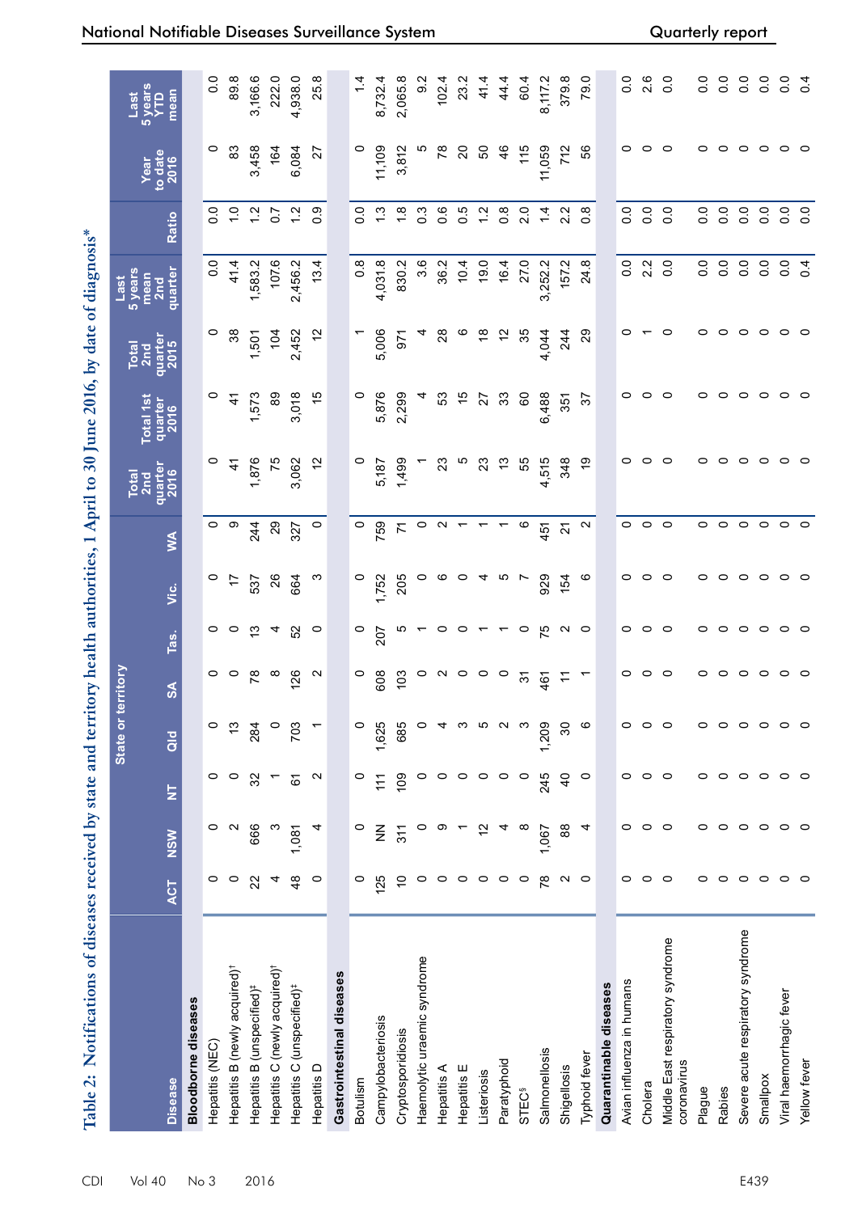Table 2: Notifications of diseases received by state and territory health authorities, 1 April to 30 June 2016, by date of diagnosis*

| Disease | State or territory | | | | | | | | Total 2nd quarter 2016 | Total 1st quarter 2016 | Total 2nd quarter 2015 | Last 5 years mean 2nd quarter | Ratio | Year to date 2016 | Last 5 years YTD mean |
|---|---|---|---|---|---|---|---|---|---|---|---|---|---|---|---|
| | ACT | NSW | NT | Qld | SA | Tas. | Vic. | WA | | | | | | | |
| **Bloodborne diseases** | | | | | | | | | | | | | | | |
| Hepatitis (NEC) | 0 | 0 | 0 | 0 | 0 | 0 | 0 | 0 | 0 | 0 | 0 | 0.0 | 0.0 | 0 | 0.0 |
| Hepatitis B (newly acquired)[†] | 0 | 2 | 0 | 13 | 0 | 0 | 17 | 9 | 41 | 41 | 38 | 41.4 | 1.0 | 83 | 89.8 |
| Hepatitis B (unspecified)[‡] | 22 | 666 | 32 | 284 | 78 | 13 | 537 | 244 | 1,876 | 1,573 | 1,501 | 1,583.2 | 1.2 | 3,458 | 3,166.6 |
| Hepatitis C (newly acquired)[†] | 4 | 3 | 1 | 0 | 8 | 4 | 26 | 29 | 75 | 89 | 104 | 107.6 | 0.7 | 164 | 222.0 |
| Hepatitis C (unspecified)[‡] | 48 | 1,081 | 61 | 703 | 126 | 52 | 664 | 327 | 3,062 | 3,018 | 2,452 | 2,456.2 | 1.2 | 6,084 | 4,938.0 |
| Hepatitis D | 0 | 4 | 2 | 1 | 2 | 0 | 3 | 0 | 12 | 15 | 12 | 13.4 | 0.9 | 27 | 25.8 |
| **Gastrointestinal diseases** | | | | | | | | | | | | | | | |
| Botulism | 0 | 0 | 0 | 0 | 0 | 0 | 0 | 0 | 0 | 0 | 1 | 0.8 | 0.0 | 0 | 1.4 |
| Campylobacteriosis | 125 | NN | 111 | 1,625 | 608 | 207 | 1,752 | 759 | 5,187 | 5,876 | 5,006 | 4,031.8 | 1.3 | 11,109 | 8,732.4 |
| Cryptosporidiosis | 10 | 311 | 109 | 685 | 103 | 5 | 205 | 71 | 1,499 | 2,299 | 971 | 830.2 | 1.8 | 3,812 | 2,065.8 |
| Haemolytic uraemic syndrome | 0 | 0 | 0 | 0 | 0 | 1 | 0 | 0 | 1 | 4 | 4 | 3.6 | 0.3 | 5 | 9.2 |
| Hepatitis A | 0 | 9 | 0 | 4 | 2 | 0 | 6 | 2 | 23 | 53 | 28 | 36.2 | 0.6 | 78 | 102.4 |
| Hepatitis E | 0 | 1 | 0 | 3 | 0 | 0 | 0 | 1 | 5 | 15 | 6 | 10.4 | 0.5 | 20 | 23.2 |
| Listeriosis | 0 | 12 | 0 | 5 | 0 | 1 | 4 | 1 | 23 | 27 | 18 | 19.0 | 1.2 | 50 | 41.4 |
| Paratyphoid | 0 | 4 | 0 | 2 | 0 | 1 | 5 | 1 | 13 | 33 | 12 | 16.4 | 0.8 | 46 | 44.4 |
| STEC[§] | 0 | 8 | 0 | 3 | 31 | 0 | 7 | 6 | 55 | 60 | 35 | 27.0 | 2.0 | 115 | 60.4 |
| Salmonellosis | 78 | 1,067 | 245 | 1,209 | 461 | 75 | 929 | 451 | 4,515 | 6,488 | 4,044 | 3,252.2 | 1.4 | 11,059 | 8,117.2 |
| Shigellosis | 2 | 88 | 40 | 30 | 11 | 2 | 154 | 21 | 348 | 351 | 244 | 157.2 | 2.2 | 712 | 379.8 |
| Typhoid fever | 0 | 4 | 0 | 6 | 1 | 0 | 6 | 2 | 19 | 37 | 29 | 24.8 | 0.8 | 56 | 79.0 |
| **Quarantinable diseases** | | | | | | | | | | | | | | | |
| Avian influenza in humans | 0 | 0 | 0 | 0 | 0 | 0 | 0 | 0 | 0 | 0 | 0 | 0.0 | 0.0 | 0 | 0.0 |
| Cholera | 0 | 0 | 0 | 0 | 0 | 0 | 0 | 0 | 0 | 0 | 1 | 2.2 | 0.0 | 0 | 2.6 |
| Middle East respiratory syndrome coronavirus | 0 | 0 | 0 | 0 | 0 | 0 | 0 | 0 | 0 | 0 | 0 | 0.0 | 0.0 | 0 | 0.0 |
| Plague | 0 | 0 | 0 | 0 | 0 | 0 | 0 | 0 | 0 | 0 | 0 | 0.0 | 0.0 | 0 | 0.0 |
| Rabies | 0 | 0 | 0 | 0 | 0 | 0 | 0 | 0 | 0 | 0 | 0 | 0.0 | 0.0 | 0 | 0.0 |
| Severe acute respiratory syndrome | 0 | 0 | 0 | 0 | 0 | 0 | 0 | 0 | 0 | 0 | 0 | 0.0 | 0.0 | 0 | 0.0 |
| Smallpox | 0 | 0 | 0 | 0 | 0 | 0 | 0 | 0 | 0 | 0 | 0 | 0.0 | 0.0 | 0 | 0.0 |
| Viral haemorrhagic fever | 0 | 0 | 0 | 0 | 0 | 0 | 0 | 0 | 0 | 0 | 0 | 0.0 | 0.0 | 0 | 0.0 |
| Yellow fever | 0 | 0 | 0 | 0 | 0 | 0 | 0 | 0 | 0 | 0 | 0 | 0.4 | 0.0 | 0 | 0.4 |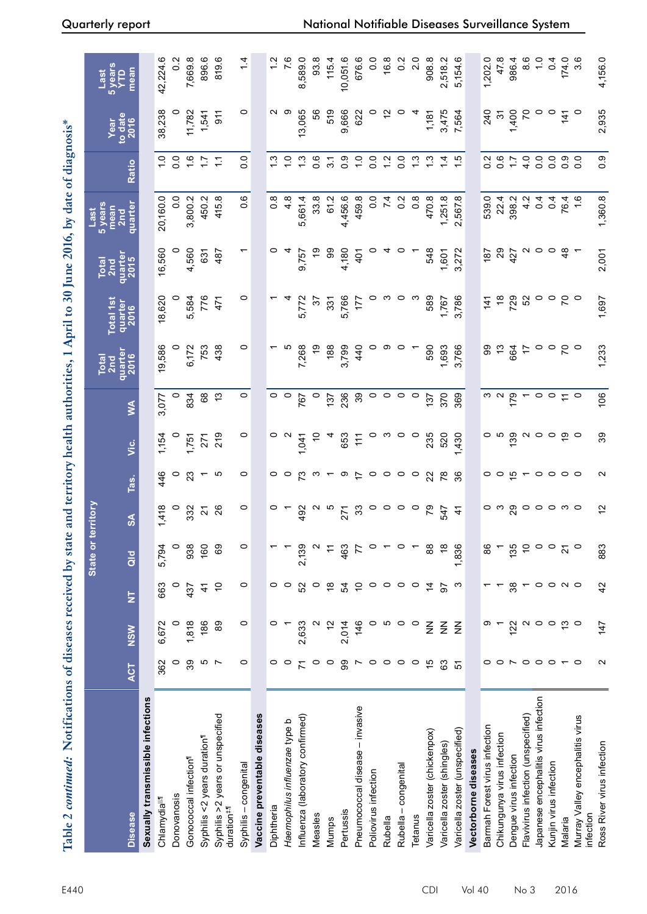# Table 2 *continued:* Notifications of diseases received by state and territory health authorities, 1 April to 30 June 2016, by date of diagnosis*

| Disease | State or territory | | | | | | | | Total 2nd quarter 2016 | Total 1st quarter 2016 | Total 2nd quarter 2015 | Last 5 years mean 2nd quarter | Ratio | Year to date 2016 | Last 5 years YTD mean |
|---|---|---|---|---|---|---|---|---|---|---|---|---|---|---|---|
| | ACT | NSW | NT | Qld | SA | Tas. | Vic. | WA | | | | | | | |
| **Sexually transmissible infections** | | | | | | | | | | | | | | | |
| Chlamydial‖¶ | 362 | 6,672 | 663 | 5,794 | 1,418 | 446 | 1,154 | 3,077 | 19,586 | 18,620 | 16,560 | 20,160.0 | 1.0 | 38,238 | 42,224.6 |
| Donovanosis | 0 | 0 | 0 | 0 | 0 | 0 | 0 | 0 | 0 | 0 | 0 | 0.0 | 0.0 | 0 | 0.2 |
| Gonococcal infection¶ | 39 | 1,818 | 437 | 938 | 332 | 23 | 1,751 | 834 | 6,172 | 5,584 | 4,560 | 3,800.2 | 1.6 | 11,782 | 7,669.8 |
| Syphilis <2 years duration¶ | 5 | 186 | 41 | 160 | 21 | 1 | 271 | 68 | 753 | 776 | 631 | 450.2 | 1.7 | 1,541 | 896.6 |
| Syphilis >2 years or unspecified duration‡,¶ | 7 | 89 | 10 | 69 | 26 | 5 | 219 | 13 | 438 | 471 | 487 | 415.8 | 1.1 | 911 | 819.6 |
| Syphilis – congenital | 0 | 0 | 0 | 0 | 0 | 0 | 0 | 0 | 0 | 0 | 1 | 0.6 | 0.0 | 0 | 1.4 |
| **Vaccine preventable diseases** | | | | | | | | | | | | | | | |
| Diphtheria | 0 | 0 | 0 | 1 | 0 | 0 | 0 | 0 | 1 | 1 | 0 | 0.8 | 1.3 | 2 | 1.2 |
| *Haemophilus influenzae* type b | 0 | 1 | 0 | 1 | 1 | 0 | 2 | 0 | 5 | 4 | 4 | 4.8 | 1.0 | 9 | 7.6 |
| Influenza (laboratory confirmed) | 71 | 2,633 | 52 | 2,139 | 492 | 73 | 1,041 | 767 | 7,268 | 5,772 | 9,757 | 5,661.4 | 1.3 | 13,065 | 8,589.0 |
| Measles | 0 | 2 | 0 | 2 | 2 | 3 | 10 | 0 | 19 | 37 | 19 | 33.8 | 0.6 | 56 | 93.8 |
| Mumps | 0 | 12 | 18 | 11 | 5 | 1 | 4 | 137 | 188 | 331 | 99 | 61.2 | 3.1 | 519 | 115.4 |
| Pertussis | 99 | 2,014 | 54 | 463 | 271 | 9 | 653 | 236 | 3,799 | 5,766 | 4,180 | 4,456.6 | 0.9 | 9,666 | 10,051.6 |
| Pneumococcal disease – invasive | 7 | 146 | 10 | 77 | 33 | 17 | 111 | 39 | 440 | 177 | 401 | 459.8 | 1.0 | 622 | 676.6 |
| Poliovirus infection | 0 | 0 | 0 | 0 | 0 | 0 | 0 | 0 | 0 | 0 | 0 | 0.0 | 0.0 | 0 | 0.0 |
| Rubella | 0 | 5 | 0 | 1 | 0 | 0 | 3 | 0 | 9 | 3 | 4 | 7.4 | 1.2 | 12 | 16.8 |
| Rubella – congenital | 0 | 0 | 0 | 0 | 0 | 0 | 0 | 0 | 0 | 0 | 0 | 0.2 | 0.0 | 0 | 0.2 |
| Tetanus | 0 | 0 | 0 | 1 | 0 | 0 | 0 | 0 | 1 | 3 | 1 | 0.8 | 1.3 | 4 | 2.0 |
| Varicella zoster (chickenpox) | 15 | NN | 14 | 88 | 79 | 22 | 235 | 137 | 590 | 589 | 548 | 470.8 | 1.3 | 1,181 | 908.8 |
| Varicella zoster (shingles) | 63 | NN | 97 | 18 | 547 | 78 | 520 | 370 | 1,693 | 1,767 | 1,601 | 1,251.8 | 1.4 | 3,475 | 2,518.2 |
| Varicella zoster (unspecified) | 51 | NN | 3 | 1,836 | 41 | 36 | 1,430 | 369 | 3,766 | 3,786 | 3,272 | 2,567.8 | 1.5 | 7,564 | 5,154.6 |
| **Vectorborne diseases** | | | | | | | | | | | | | | | |
| Barmah Forest virus infection | 0 | 9 | 1 | 86 | 0 | 0 | 0 | 3 | 99 | 141 | 187 | 539.0 | 0.2 | 240 | 1,202.0 |
| Chikungunya virus infection | 0 | 1 | 1 | 1 | 3 | 0 | 5 | 2 | 13 | 18 | 29 | 22.4 | 0.6 | 31 | 47.8 |
| Dengue virus infection | 7 | 122 | 38 | 135 | 29 | 15 | 139 | 179 | 664 | 729 | 427 | 398.2 | 1.7 | 1,400 | 986.4 |
| Flavivirus infection (unspecified) | 0 | 2 | 1 | 10 | 0 | 1 | 2 | 1 | 17 | 52 | 2 | 4.2 | 4.0 | 70 | 8.6 |
| Japanese encephalitis virus infection | 0 | 0 | 0 | 0 | 0 | 0 | 0 | 0 | 0 | 0 | 0 | 0.4 | 0.0 | 0 | 1.0 |
| Kunjin virus infection | 0 | 0 | 0 | 0 | 0 | 0 | 0 | 0 | 0 | 0 | 0 | 0.4 | 0.0 | 0 | 0.4 |
| Malaria | 1 | 13 | 2 | 21 | 3 | 0 | 19 | 11 | 70 | 70 | 48 | 76.4 | 0.9 | 141 | 174.0 |
| Murray Valley encephalitis virus infection | 0 | 0 | 0 | 0 | 0 | 0 | 0 | 0 | 0 | 0 | 1 | 1.6 | 0.0 | 0 | 3.6 |
| Ross River virus infection | 2 | 147 | 42 | 883 | 12 | 2 | 39 | 106 | 1,233 | 1,697 | 2,001 | 1,360.8 | 0.9 | 2,935 | 4,156.0 |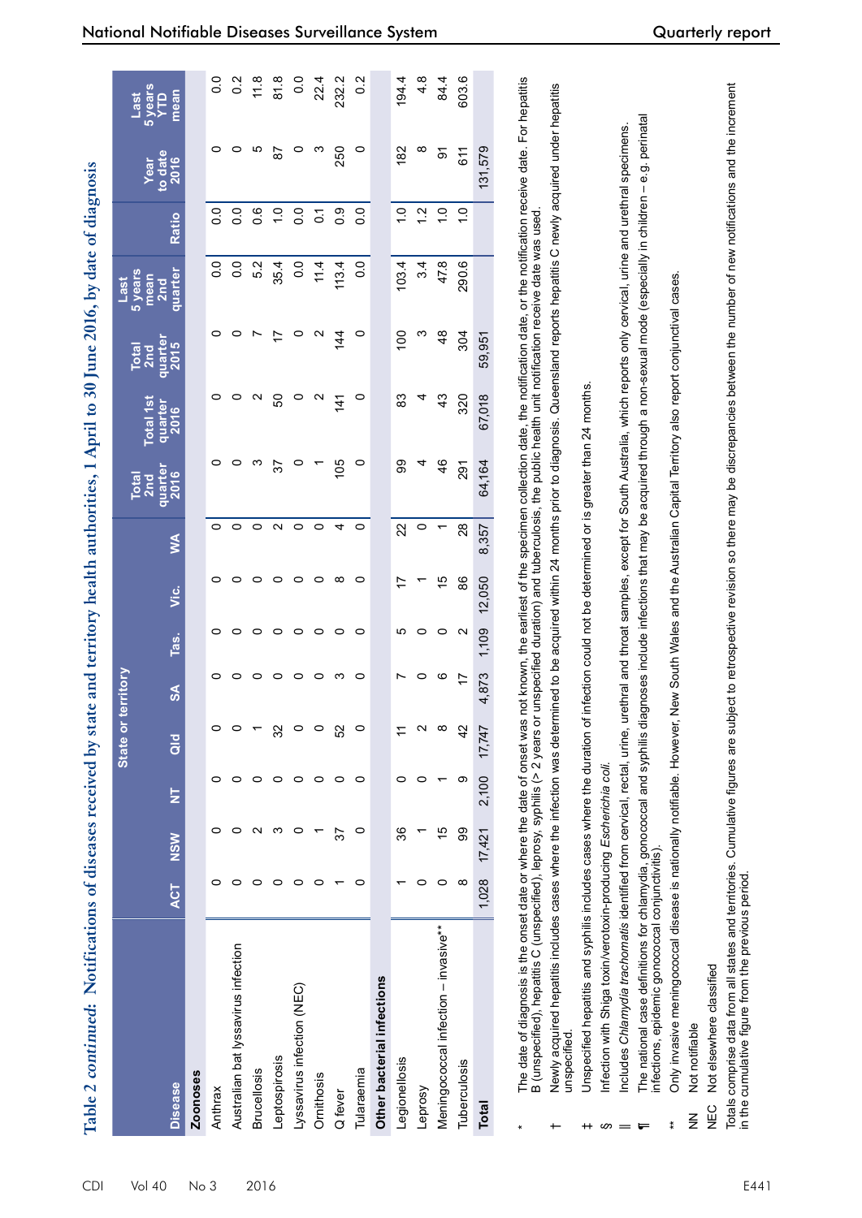Table 2 *continued*: Notifications of diseases received by state and territory health authorities, 1 April to 30 June 2016, by date of diagnosis

| Disease | State or territory | | | | | | | | Total 2nd quarter 2016 | Total 1st quarter 2016 | Total 2nd quarter 2015 | Last 5 years mean 2nd quarter | Ratio | Year to date 2016 | Last 5 years YTD mean |
|---|---|---|---|---|---|---|---|---|---|---|---|---|---|---|---|
| | ACT | NSW | NT | Qld | SA | Tas. | Vic. | WA | | | | | | | |
| **Zoonoses** | | | | | | | | | | | | | | | |
| Anthrax | 0 | 0 | 0 | 0 | 0 | 0 | 0 | 0 | 0 | 0 | 0 | 0.0 | 0.0 | 0 | 0.0 |
| Australian bat lyssavirus infection | 0 | 0 | 0 | 0 | 0 | 0 | 0 | 0 | 0 | 0 | 0 | 0.0 | 0.0 | 0 | 0.2 |
| Brucellosis | 0 | 2 | 0 | 1 | 0 | 0 | 0 | 0 | 3 | 2 | 7 | 5.2 | 0.6 | 5 | 11.8 |
| Leptospirosis | 0 | 3 | 0 | 32 | 0 | 0 | 0 | 2 | 37 | 50 | 17 | 35.4 | 1.0 | 87 | 81.8 |
| Lyssavirus infection (NEC) | 0 | 0 | 0 | 0 | 0 | 0 | 0 | 0 | 0 | 0 | 0 | 0.0 | 0.0 | 0 | 0.0 |
| Ornithosis | 0 | 1 | 0 | 0 | 0 | 0 | 0 | 0 | 1 | 2 | 2 | 11.4 | 0.1 | 3 | 22.4 |
| Q fever | 1 | 37 | 0 | 52 | 3 | 0 | 8 | 4 | 105 | 141 | 144 | 113.4 | 0.9 | 250 | 232.2 |
| Tularaemia | 0 | 0 | 0 | 0 | 0 | 0 | 0 | 0 | 0 | 0 | 0 | 0.0 | 0.0 | 0 | 0.2 |
| **Other bacterial infections** | | | | | | | | | | | | | | | |
| Legionellosis | 1 | 36 | 0 | 11 | 7 | 5 | 17 | 22 | 99 | 83 | 100 | 103.4 | 1.0 | 182 | 194.4 |
| Leprosy | 0 | 1 | 0 | 2 | 0 | 0 | 1 | 0 | 4 | 4 | 3 | 3.4 | 1.2 | 8 | 4.8 |
| Meningococcal infection – invasive** | 0 | 15 | 1 | 8 | 6 | 0 | 15 | 1 | 46 | 43 | 48 | 47.8 | 1.0 | 91 | 84.4 |
| Tuberculosis | 8 | 99 | 9 | 42 | 17 | 2 | 86 | 28 | 291 | 320 | 304 | 290.6 | 1.0 | 611 | 603.6 |
| **Total** | 1,028 | 17,421 | 2,100 | 17,747 | 4,873 | 1,109 | 12,050 | 8,357 | 64,164 | 67,018 | 59,951 | | | 131,579 | |

\* The date of diagnosis is the onset date or where the date of onset was not known, the earliest of the specimen collection date, the notification date, or the notification receive date. For hepatitis B (unspecified), hepatitis C (unspecified), leprosy, syphilis (> 2 years or unspecified duration) and tuberculosis, the public health unit notification receive date was used.

† Newly acquired hepatitis includes cases where the infection was determined to be acquired within 24 months prior to diagnosis. Queensland reports hepatitis C newly acquired under hepatitis unspecified.

‡ Unspecified hepatitis and syphilis includes cases where the duration of infection could not be determined or is greater than 24 months.

§ Infection with Shiga toxin/verotoxin-producing *Escherichia coli.*

|| Includes *Chlamydia trachomatis* identified from cervical, rectal, urine, urethral and throat samples, except for South Australia, which reports only cervical, urine and urethral specimens.

¶ The national case definitions for chlamydia, gonococcal and syphilis diagnoses include infections that may be acquired through a non-sexual mode (especially in children – e.g. perinatal infections, epidemic gonococcal conjunctivitis).

** Only invasive meningococcal disease is nationally notifiable. However, New South Wales and the Australian Capital Territory also report conjunctival cases.

NN Not notifiable

NEC Not elsewhere classified

Totals comprise data from all states and territories. Cumulative figures are subject to retrospective revision so there may be discrepancies between the number of new notifications and the increment in the cumulative figure from the previous period.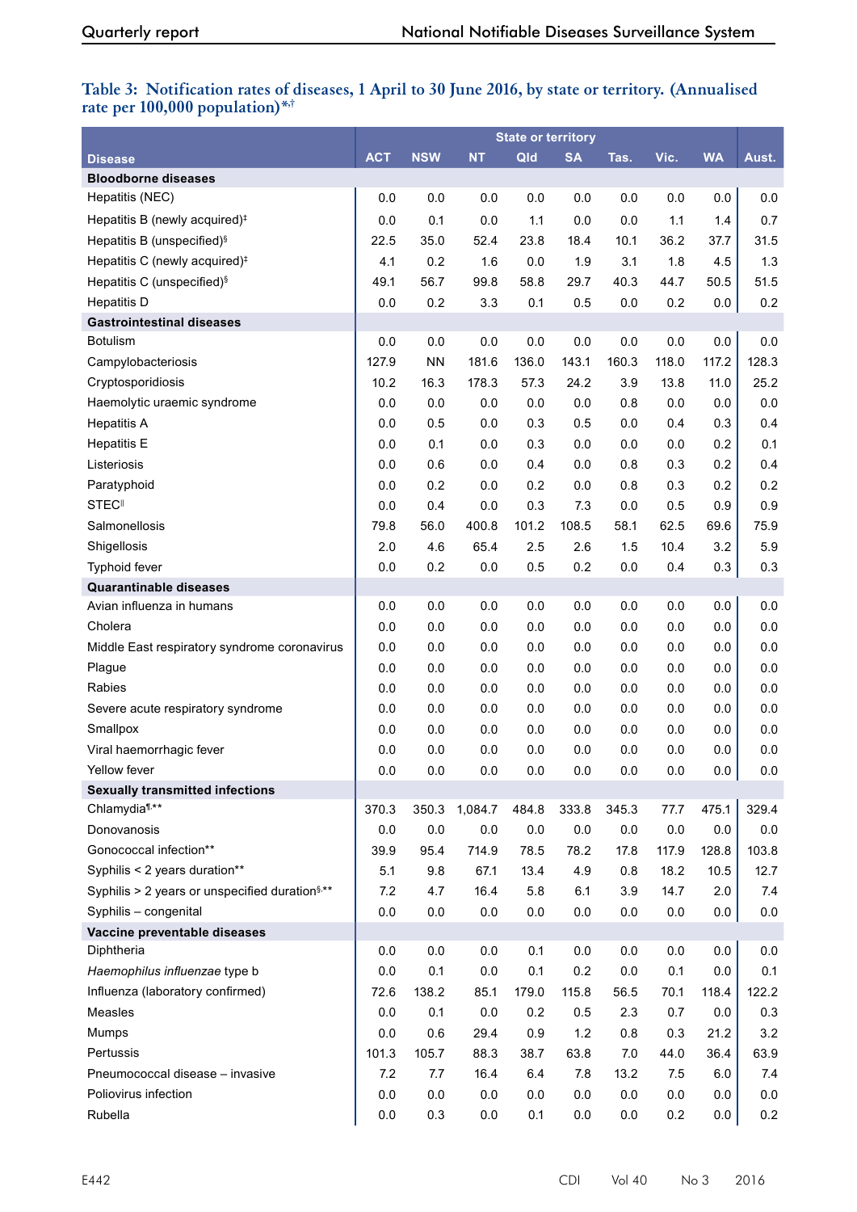**Table 3: Notification rates of diseases, 1 April to 30 June 2016, by state or territory. (Annualised rate per 100,000 population)[*,†]**

| Disease | State or territory | | | | | | | | Aust. |
|---|---|---|---|---|---|---|---|---|---|
| | ACT | NSW | NT | Qld | SA | Tas. | Vic. | WA | |
| **Bloodborne diseases** | | | | | | | | | |
| Hepatitis (NEC) | 0.0 | 0.0 | 0.0 | 0.0 | 0.0 | 0.0 | 0.0 | 0.0 | 0.0 |
| Hepatitis B (newly acquired)[‡] | 0.0 | 0.1 | 0.0 | 1.1 | 0.0 | 0.0 | 1.1 | 1.4 | 0.7 |
| Hepatitis B (unspecified)[§] | 22.5 | 35.0 | 52.4 | 23.8 | 18.4 | 10.1 | 36.2 | 37.7 | 31.5 |
| Hepatitis C (newly acquired)[‡] | 4.1 | 0.2 | 1.6 | 0.0 | 1.9 | 3.1 | 1.8 | 4.5 | 1.3 |
| Hepatitis C (unspecified)[§] | 49.1 | 56.7 | 99.8 | 58.8 | 29.7 | 40.3 | 44.7 | 50.5 | 51.5 |
| Hepatitis D | 0.0 | 0.2 | 3.3 | 0.1 | 0.5 | 0.0 | 0.2 | 0.0 | 0.2 |
| **Gastrointestinal diseases** | | | | | | | | | |
| Botulism | 0.0 | 0.0 | 0.0 | 0.0 | 0.0 | 0.0 | 0.0 | 0.0 | 0.0 |
| Campylobacteriosis | 127.9 | NN | 181.6 | 136.0 | 143.1 | 160.3 | 118.0 | 117.2 | 128.3 |
| Cryptosporidiosis | 10.2 | 16.3 | 178.3 | 57.3 | 24.2 | 3.9 | 13.8 | 11.0 | 25.2 |
| Haemolytic uraemic syndrome | 0.0 | 0.0 | 0.0 | 0.0 | 0.0 | 0.8 | 0.0 | 0.0 | 0.0 |
| Hepatitis A | 0.0 | 0.5 | 0.0 | 0.3 | 0.5 | 0.0 | 0.4 | 0.3 | 0.4 |
| Hepatitis E | 0.0 | 0.1 | 0.0 | 0.3 | 0.0 | 0.0 | 0.0 | 0.2 | 0.1 |
| Listeriosis | 0.0 | 0.6 | 0.0 | 0.4 | 0.0 | 0.8 | 0.3 | 0.2 | 0.4 |
| Paratyphoid | 0.0 | 0.2 | 0.0 | 0.2 | 0.0 | 0.8 | 0.3 | 0.2 | 0.2 |
| STEC[‖] | 0.0 | 0.4 | 0.0 | 0.3 | 7.3 | 0.0 | 0.5 | 0.9 | 0.9 |
| Salmonellosis | 79.8 | 56.0 | 400.8 | 101.2 | 108.5 | 58.1 | 62.5 | 69.6 | 75.9 |
| Shigellosis | 2.0 | 4.6 | 65.4 | 2.5 | 2.6 | 1.5 | 10.4 | 3.2 | 5.9 |
| Typhoid fever | 0.0 | 0.2 | 0.0 | 0.5 | 0.2 | 0.0 | 0.4 | 0.3 | 0.3 |
| **Quarantinable diseases** | | | | | | | | | |
| Avian influenza in humans | 0.0 | 0.0 | 0.0 | 0.0 | 0.0 | 0.0 | 0.0 | 0.0 | 0.0 |
| Cholera | 0.0 | 0.0 | 0.0 | 0.0 | 0.0 | 0.0 | 0.0 | 0.0 | 0.0 |
| Middle East respiratory syndrome coronavirus | 0.0 | 0.0 | 0.0 | 0.0 | 0.0 | 0.0 | 0.0 | 0.0 | 0.0 |
| Plague | 0.0 | 0.0 | 0.0 | 0.0 | 0.0 | 0.0 | 0.0 | 0.0 | 0.0 |
| Rabies | 0.0 | 0.0 | 0.0 | 0.0 | 0.0 | 0.0 | 0.0 | 0.0 | 0.0 |
| Severe acute respiratory syndrome | 0.0 | 0.0 | 0.0 | 0.0 | 0.0 | 0.0 | 0.0 | 0.0 | 0.0 |
| Smallpox | 0.0 | 0.0 | 0.0 | 0.0 | 0.0 | 0.0 | 0.0 | 0.0 | 0.0 |
| Viral haemorrhagic fever | 0.0 | 0.0 | 0.0 | 0.0 | 0.0 | 0.0 | 0.0 | 0.0 | 0.0 |
| Yellow fever | 0.0 | 0.0 | 0.0 | 0.0 | 0.0 | 0.0 | 0.0 | 0.0 | 0.0 |
| **Sexually transmitted infections** | | | | | | | | | |
| Chlamydia[¶,**] | 370.3 | 350.3 | 1,084.7 | 484.8 | 333.8 | 345.3 | 77.7 | 475.1 | 329.4 |
| Donovanosis | 0.0 | 0.0 | 0.0 | 0.0 | 0.0 | 0.0 | 0.0 | 0.0 | 0.0 |
| Gonococcal infection[**] | 39.9 | 95.4 | 714.9 | 78.5 | 78.2 | 17.8 | 117.9 | 128.8 | 103.8 |
| Syphilis < 2 years duration[**] | 5.1 | 9.8 | 67.1 | 13.4 | 4.9 | 0.8 | 18.2 | 10.5 | 12.7 |
| Syphilis > 2 years or unspecified duration[§,**] | 7.2 | 4.7 | 16.4 | 5.8 | 6.1 | 3.9 | 14.7 | 2.0 | 7.4 |
| Syphilis – congenital | 0.0 | 0.0 | 0.0 | 0.0 | 0.0 | 0.0 | 0.0 | 0.0 | 0.0 |
| **Vaccine preventable diseases** | | | | | | | | | |
| Diphtheria | 0.0 | 0.0 | 0.0 | 0.1 | 0.0 | 0.0 | 0.0 | 0.0 | 0.0 |
| *Haemophilus influenzae* type b | 0.0 | 0.1 | 0.0 | 0.1 | 0.2 | 0.0 | 0.1 | 0.0 | 0.1 |
| Influenza (laboratory confirmed) | 72.6 | 138.2 | 85.1 | 179.0 | 115.8 | 56.5 | 70.1 | 118.4 | 122.2 |
| Measles | 0.0 | 0.1 | 0.0 | 0.2 | 0.5 | 2.3 | 0.7 | 0.0 | 0.3 |
| Mumps | 0.0 | 0.6 | 29.4 | 0.9 | 1.2 | 0.8 | 0.3 | 21.2 | 3.2 |
| Pertussis | 101.3 | 105.7 | 88.3 | 38.7 | 63.8 | 7.0 | 44.0 | 36.4 | 63.9 |
| Pneumococcal disease – invasive | 7.2 | 7.7 | 16.4 | 6.4 | 7.8 | 13.2 | 7.5 | 6.0 | 7.4 |
| Poliovirus infection | 0.0 | 0.0 | 0.0 | 0.0 | 0.0 | 0.0 | 0.0 | 0.0 | 0.0 |
| Rubella | 0.0 | 0.3 | 0.0 | 0.1 | 0.0 | 0.0 | 0.2 | 0.0 | 0.2 |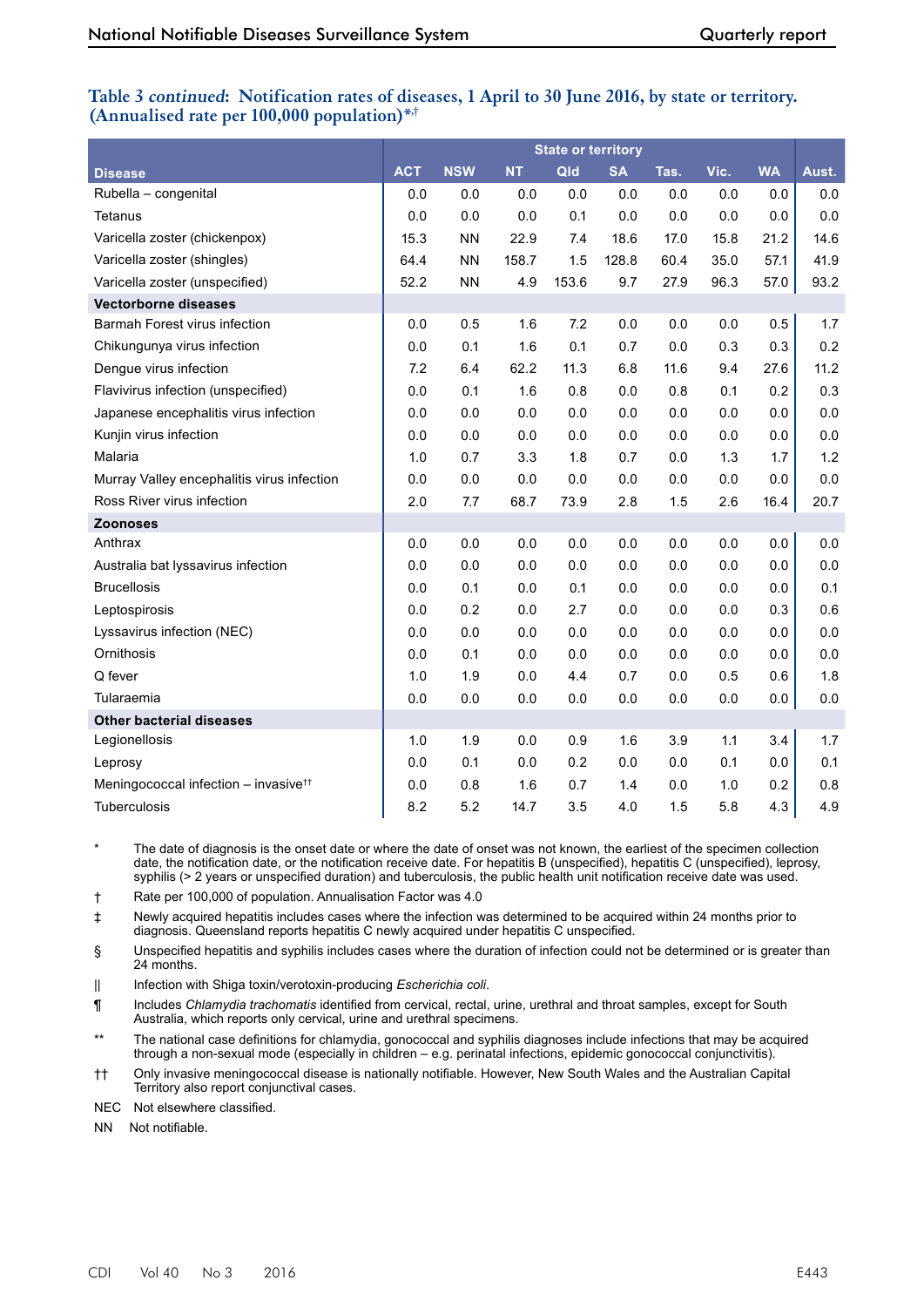### Table 3 *continued*: Notification rates of diseases, 1 April to 30 June 2016, by state or territory. (Annualised rate per 100,000 population)*,†

| Disease | State or territory | | | | | | | | |
|---|---|---|---|---|---|---|---|---|---|
| | ACT | NSW | NT | Qld | SA | Tas. | Vic. | WA | Aust. |
| Rubella – congenital | 0.0 | 0.0 | 0.0 | 0.0 | 0.0 | 0.0 | 0.0 | 0.0 | 0.0 |
| Tetanus | 0.0 | 0.0 | 0.0 | 0.1 | 0.0 | 0.0 | 0.0 | 0.0 | 0.0 |
| Varicella zoster (chickenpox) | 15.3 | NN | 22.9 | 7.4 | 18.6 | 17.0 | 15.8 | 21.2 | 14.6 |
| Varicella zoster (shingles) | 64.4 | NN | 158.7 | 1.5 | 128.8 | 60.4 | 35.0 | 57.1 | 41.9 |
| Varicella zoster (unspecified) | 52.2 | NN | 4.9 | 153.6 | 9.7 | 27.9 | 96.3 | 57.0 | 93.2 |
| **Vectorborne diseases** | | | | | | | | | |
| Barmah Forest virus infection | 0.0 | 0.5 | 1.6 | 7.2 | 0.0 | 0.0 | 0.0 | 0.5 | 1.7 |
| Chikungunya virus infection | 0.0 | 0.1 | 1.6 | 0.1 | 0.7 | 0.0 | 0.3 | 0.3 | 0.2 |
| Dengue virus infection | 7.2 | 6.4 | 62.2 | 11.3 | 6.8 | 11.6 | 9.4 | 27.6 | 11.2 |
| Flavivirus infection (unspecified) | 0.0 | 0.1 | 1.6 | 0.8 | 0.0 | 0.8 | 0.1 | 0.2 | 0.3 |
| Japanese encephalitis virus infection | 0.0 | 0.0 | 0.0 | 0.0 | 0.0 | 0.0 | 0.0 | 0.0 | 0.0 |
| Kunjin virus infection | 0.0 | 0.0 | 0.0 | 0.0 | 0.0 | 0.0 | 0.0 | 0.0 | 0.0 |
| Malaria | 1.0 | 0.7 | 3.3 | 1.8 | 0.7 | 0.0 | 1.3 | 1.7 | 1.2 |
| Murray Valley encephalitis virus infection | 0.0 | 0.0 | 0.0 | 0.0 | 0.0 | 0.0 | 0.0 | 0.0 | 0.0 |
| Ross River virus infection | 2.0 | 7.7 | 68.7 | 73.9 | 2.8 | 1.5 | 2.6 | 16.4 | 20.7 |
| **Zoonoses** | | | | | | | | | |
| Anthrax | 0.0 | 0.0 | 0.0 | 0.0 | 0.0 | 0.0 | 0.0 | 0.0 | 0.0 |
| Australia bat lyssavirus infection | 0.0 | 0.0 | 0.0 | 0.0 | 0.0 | 0.0 | 0.0 | 0.0 | 0.0 |
| Brucellosis | 0.0 | 0.1 | 0.0 | 0.1 | 0.0 | 0.0 | 0.0 | 0.0 | 0.1 |
| Leptospirosis | 0.0 | 0.2 | 0.0 | 2.7 | 0.0 | 0.0 | 0.0 | 0.3 | 0.6 |
| Lyssavirus infection (NEC) | 0.0 | 0.0 | 0.0 | 0.0 | 0.0 | 0.0 | 0.0 | 0.0 | 0.0 |
| Ornithosis | 0.0 | 0.1 | 0.0 | 0.0 | 0.0 | 0.0 | 0.0 | 0.0 | 0.0 |
| Q fever | 1.0 | 1.9 | 0.0 | 4.4 | 0.7 | 0.0 | 0.5 | 0.6 | 1.8 |
| Tularaemia | 0.0 | 0.0 | 0.0 | 0.0 | 0.0 | 0.0 | 0.0 | 0.0 | 0.0 |
| **Other bacterial diseases** | | | | | | | | | |
| Legionellosis | 1.0 | 1.9 | 0.0 | 0.9 | 1.6 | 3.9 | 1.1 | 3.4 | 1.7 |
| Leprosy | 0.0 | 0.1 | 0.0 | 0.2 | 0.0 | 0.0 | 0.1 | 0.0 | 0.1 |
| Meningococcal infection – invasive†† | 0.0 | 0.8 | 1.6 | 0.7 | 1.4 | 0.0 | 1.0 | 0.2 | 0.8 |
| Tuberculosis | 8.2 | 5.2 | 14.7 | 3.5 | 4.0 | 1.5 | 5.8 | 4.3 | 4.9 |

\* The date of diagnosis is the onset date or where the date of onset was not known, the earliest of the specimen collection date, the notification date, or the notification receive date. For hepatitis B (unspecified), hepatitis C (unspecified), leprosy, syphilis (> 2 years or unspecified duration) and tuberculosis, the public health unit notification receive date was used.

† Rate per 100,000 of population. Annualisation Factor was 4.0

‡ Newly acquired hepatitis includes cases where the infection was determined to be acquired within 24 months prior to diagnosis. Queensland reports hepatitis C newly acquired under hepatitis C unspecified.

§ Unspecified hepatitis and syphilis includes cases where the duration of infection could not be determined or is greater than 24 months.

|| Infection with Shiga toxin/verotoxin-producing *Escherichia coli*.

¶ Includes *Chlamydia trachomatis* identified from cervical, rectal, urine, urethral and throat samples, except for South Australia, which reports only cervical, urine and urethral specimens.

** The national case definitions for chlamydia, gonococcal and syphilis diagnoses include infections that may be acquired through a non-sexual mode (especially in children – e.g. perinatal infections, epidemic gonococcal conjunctivitis).

†† Only invasive meningococcal disease is nationally notifiable. However, New South Wales and the Australian Capital Territory also report conjunctival cases.

NEC Not elsewhere classified.

NN Not notifiable.